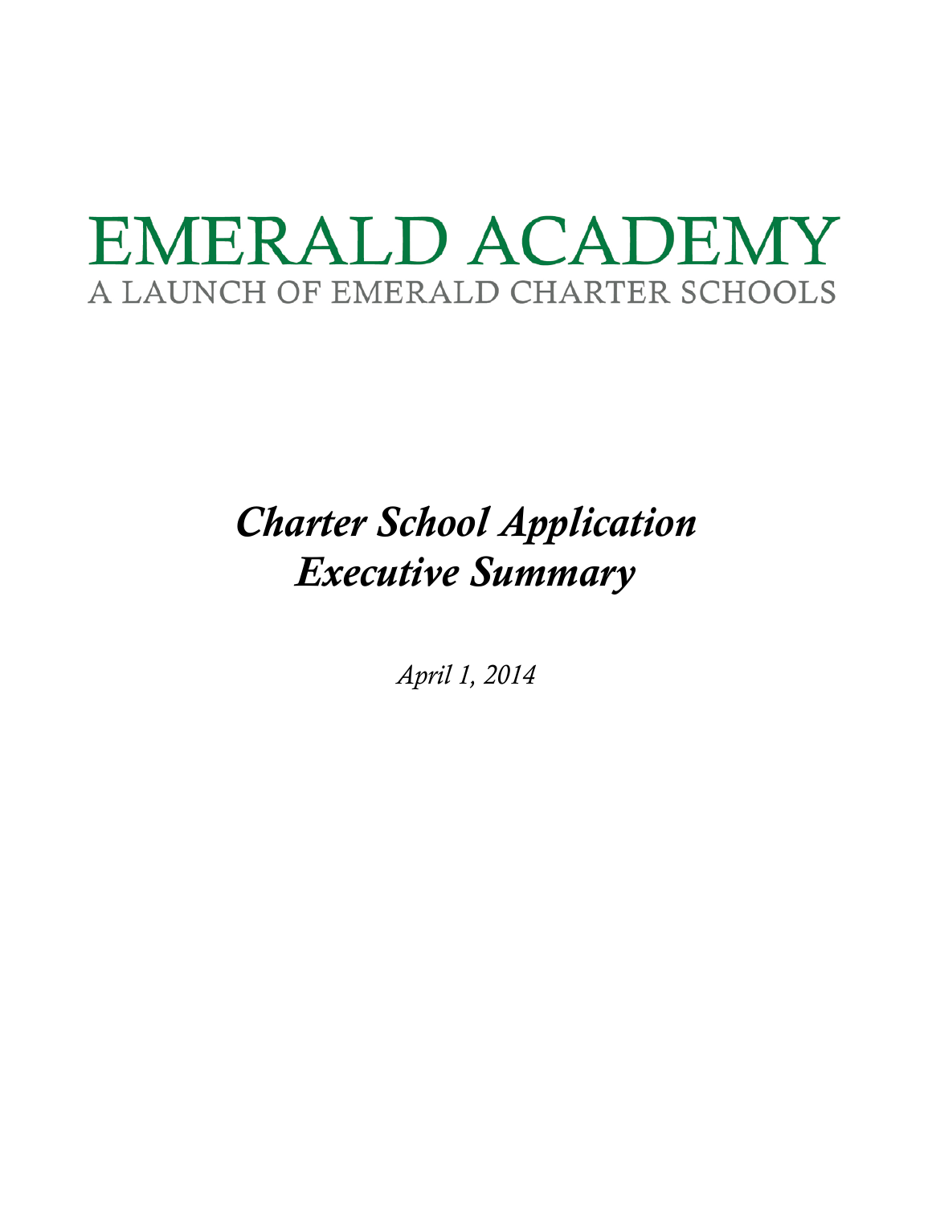# EMERALD ACADEMY

A LAUNCH OF EMERALD CHARTER SCHOOLS

## *Charter School Application Executive Summary*

*April 1, 2014*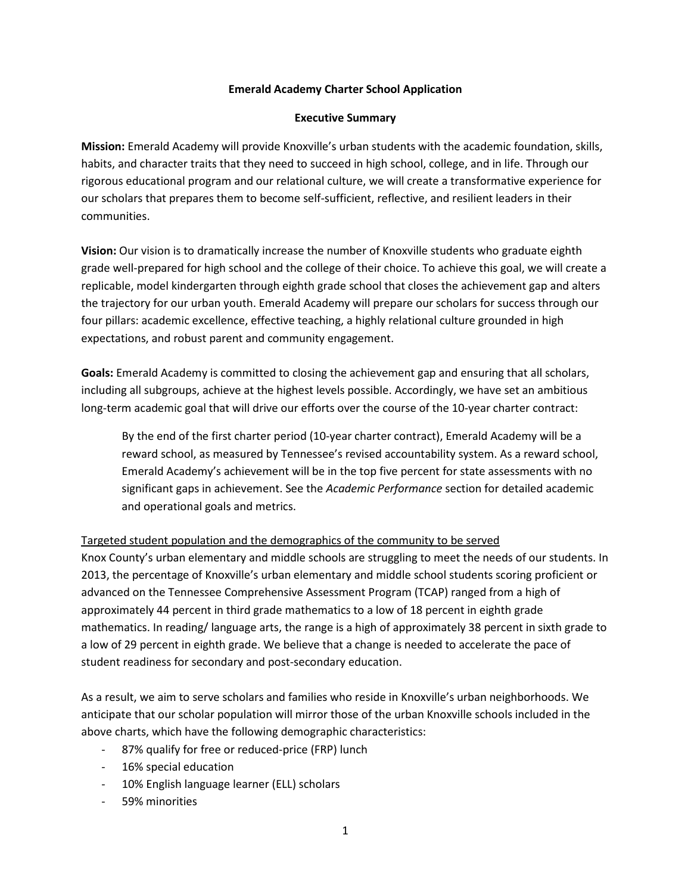**Emerald Academy Charter School Application**

**Executive Summary**

**Mission:** Emerald Academy will provide Knoxville's urban students with the academic foundation, skills, habits, and character traits that they need to succeed in high school, college, and in life. Through our rigorous educational program and our relational culture, we will create a transformative experience for our scholars that prepares them to become self-sufficient, reflective, and resilient leaders in their communities.

**Vision:** Our vision is to dramatically increase the number of Knoxville students who graduate eighth grade well-prepared for high school and the college of their choice. To achieve this goal, we will create a replicable, model kindergarten through eighth grade school that closes the achievement gap and alters the trajectory for our urban youth. Emerald Academy will prepare our scholars for success through our four pillars: academic excellence, effective teaching, a highly relational culture grounded in high expectations, and robust parent and community engagement.

**Goals:** Emerald Academy is committed to closing the achievement gap and ensuring that all scholars, including all subgroups, achieve at the highest levels possible. Accordingly, we have set an ambitious long-term academic goal that will drive our efforts over the course of the 10-year charter contract:

> By the end of the first charter period (10-year charter contract), Emerald Academy will be a reward school, as measured by Tennessee's revised accountability system. As a reward school, Emerald Academy's achievement will be in the top five percent for state assessments with no significant gaps in achievement. See the *Academic Performance* section for detailed academic and operational goals and metrics.

Targeted student population and the demographics of the community to be served

Knox County's urban elementary and middle schools are struggling to meet the needs of our students. In 2013, the percentage of Knoxville's urban elementary and middle school students scoring proficient or advanced on the Tennessee Comprehensive Assessment Program (TCAP) ranged from a high of approximately 44 percent in third grade mathematics to a low of 18 percent in eighth grade mathematics. In reading/ language arts, the range is a high of approximately 38 percent in sixth grade to a low of 29 percent in eighth grade. We believe that a change is needed to accelerate the pace of student readiness for secondary and post-secondary education.

As a result, we aim to serve scholars and families who reside in Knoxville's urban neighborhoods. We anticipate that our scholar population will mirror those of the urban Knoxville schools included in the above charts, which have the following demographic characteristics:

- 87% qualify for free or reduced-price (FRP) lunch
- 16% special education
- 10% English language learner (ELL) scholars
- 59% minorities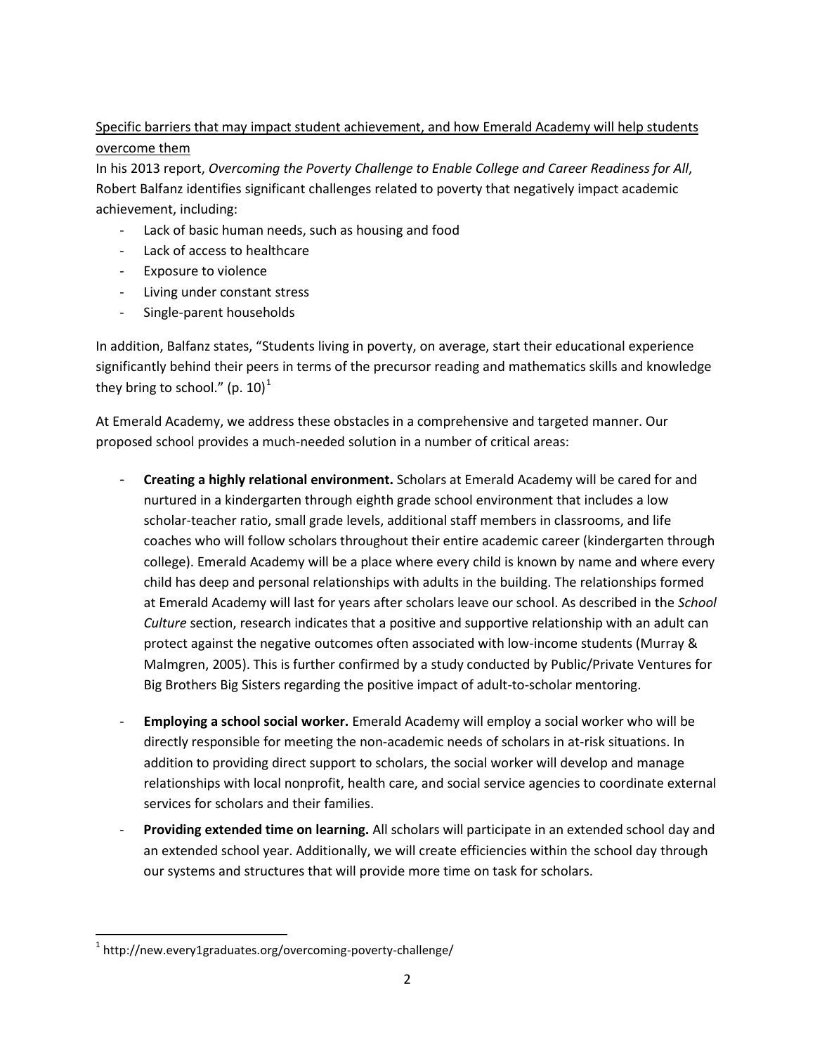<u>Specific barriers that may impact student achievement, and how Emerald Academy will help students overcome them</u>

In his 2013 report, *Overcoming the Poverty Challenge to Enable College and Career Readiness for All*, Robert Balfanz identifies significant challenges related to poverty that negatively impact academic achievement, including:

- Lack of basic human needs, such as housing and food
- Lack of access to healthcare
- Exposure to violence
- Living under constant stress
- Single-parent households

In addition, Balfanz states, "Students living in poverty, on average, start their educational experience significantly behind their peers in terms of the precursor reading and mathematics skills and knowledge they bring to school." (p. 10)[1]

At Emerald Academy, we address these obstacles in a comprehensive and targeted manner. Our proposed school provides a much-needed solution in a number of critical areas:

- **Creating a highly relational environment.** Scholars at Emerald Academy will be cared for and nurtured in a kindergarten through eighth grade school environment that includes a low scholar-teacher ratio, small grade levels, additional staff members in classrooms, and life coaches who will follow scholars throughout their entire academic career (kindergarten through college). Emerald Academy will be a place where every child is known by name and where every child has deep and personal relationships with adults in the building. The relationships formed at Emerald Academy will last for years after scholars leave our school. As described in the *School Culture* section, research indicates that a positive and supportive relationship with an adult can protect against the negative outcomes often associated with low-income students (Murray & Malmgren, 2005). This is further confirmed by a study conducted by Public/Private Ventures for Big Brothers Big Sisters regarding the positive impact of adult-to-scholar mentoring.

- **Employing a school social worker.** Emerald Academy will employ a social worker who will be directly responsible for meeting the non-academic needs of scholars in at-risk situations. In addition to providing direct support to scholars, the social worker will develop and manage relationships with local nonprofit, health care, and social service agencies to coordinate external services for scholars and their families.
- **Providing extended time on learning.** All scholars will participate in an extended school day and an extended school year. Additionally, we will create efficiencies within the school day through our systems and structures that will provide more time on task for scholars.

---

[1] http://new.every1graduates.org/overcoming-poverty-challenge/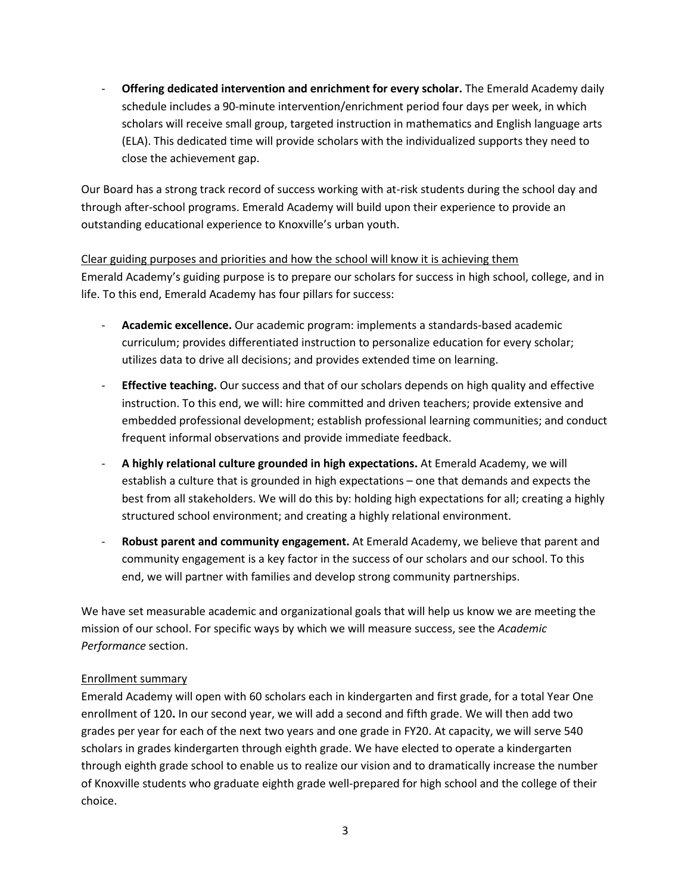- **Offering dedicated intervention and enrichment for every scholar.** The Emerald Academy daily schedule includes a 90-minute intervention/enrichment period four days per week, in which scholars will receive small group, targeted instruction in mathematics and English language arts (ELA). This dedicated time will provide scholars with the individualized supports they need to close the achievement gap.

Our Board has a strong track record of success working with at-risk students during the school day and through after-school programs. Emerald Academy will build upon their experience to provide an outstanding educational experience to Knoxville's urban youth.

<u>Clear guiding purposes and priorities and how the school will know it is achieving them</u>

Emerald Academy's guiding purpose is to prepare our scholars for success in high school, college, and in life. To this end, Emerald Academy has four pillars for success:

- **Academic excellence.** Our academic program: implements a standards-based academic curriculum; provides differentiated instruction to personalize education for every scholar; utilizes data to drive all decisions; and provides extended time on learning.
- **Effective teaching.** Our success and that of our scholars depends on high quality and effective instruction. To this end, we will: hire committed and driven teachers; provide extensive and embedded professional development; establish professional learning communities; and conduct frequent informal observations and provide immediate feedback.
- **A highly relational culture grounded in high expectations.** At Emerald Academy, we will establish a culture that is grounded in high expectations – one that demands and expects the best from all stakeholders. We will do this by: holding high expectations for all; creating a highly structured school environment; and creating a highly relational environment.
- **Robust parent and community engagement.** At Emerald Academy, we believe that parent and community engagement is a key factor in the success of our scholars and our school. To this end, we will partner with families and develop strong community partnerships.

We have set measurable academic and organizational goals that will help us know we are meeting the mission of our school. For specific ways by which we will measure success, see the *Academic Performance* section.

<u>Enrollment summary</u>

Emerald Academy will open with 60 scholars each in kindergarten and first grade, for a total Year One enrollment of 120**.** In our second year, we will add a second and fifth grade. We will then add two grades per year for each of the next two years and one grade in FY20. At capacity, we will serve 540 scholars in grades kindergarten through eighth grade. We have elected to operate a kindergarten through eighth grade school to enable us to realize our vision and to dramatically increase the number of Knoxville students who graduate eighth grade well-prepared for high school and the college of their choice.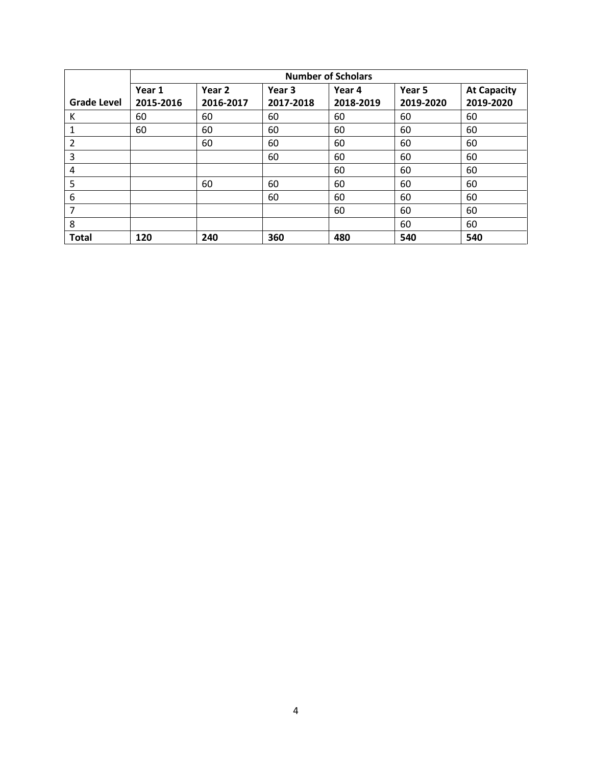| | Number of Scholars | | | | | |
|---|---|---|---|---|---|---|
| **Grade Level** | **Year 1 2015-2016** | **Year 2 2016-2017** | **Year 3 2017-2018** | **Year 4 2018-2019** | **Year 5 2019-2020** | **At Capacity 2019-2020** |
| K | 60 | 60 | 60 | 60 | 60 | 60 |
| 1 | 60 | 60 | 60 | 60 | 60 | 60 |
| 2 | | 60 | 60 | 60 | 60 | 60 |
| 3 | | | 60 | 60 | 60 | 60 |
| 4 | | | | 60 | 60 | 60 |
| 5 | | 60 | 60 | 60 | 60 | 60 |
| 6 | | | 60 | 60 | 60 | 60 |
| 7 | | | | 60 | 60 | 60 |
| 8 | | | | | 60 | 60 |
| **Total** | **120** | **240** | **360** | **480** | **540** | **540** |